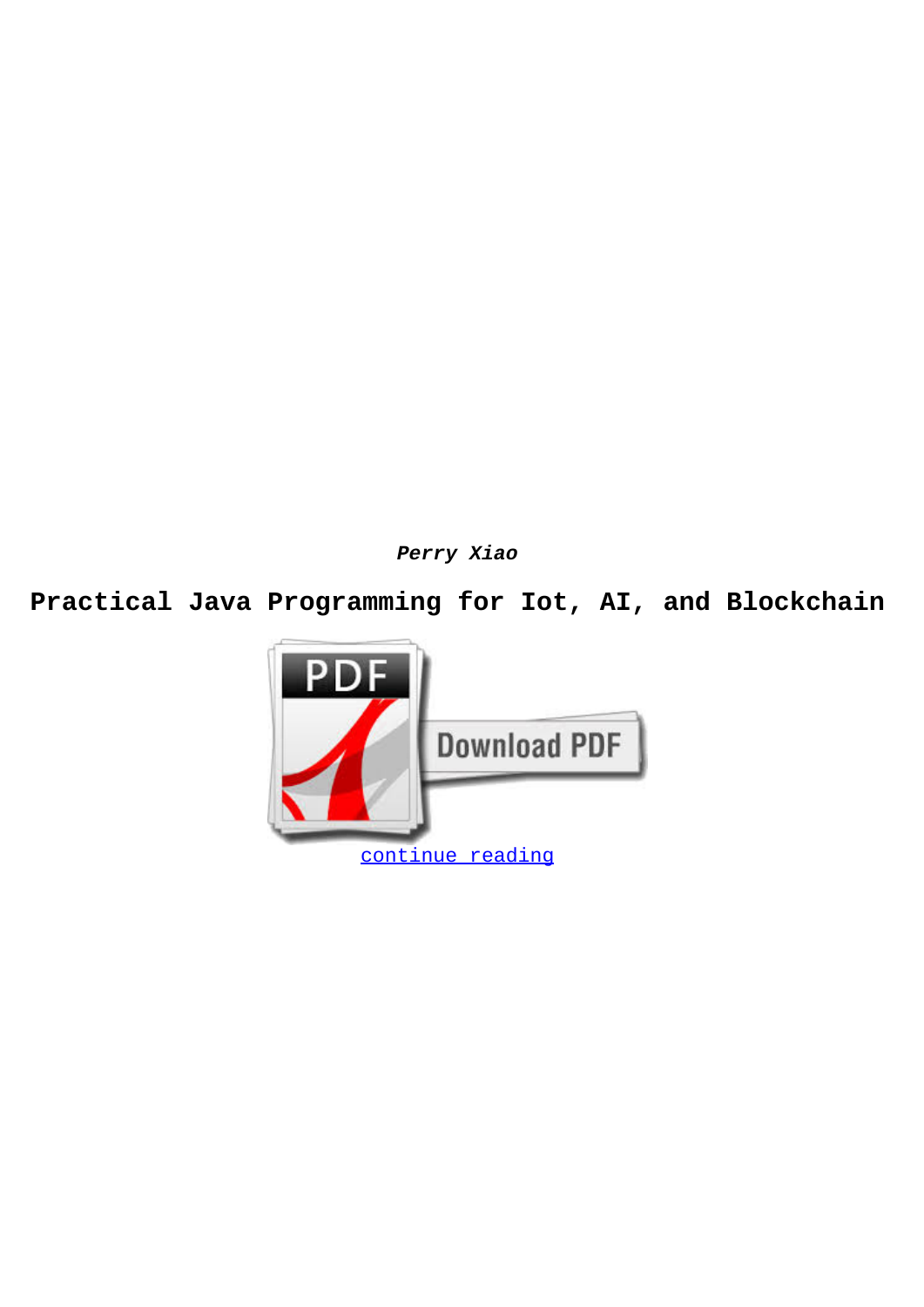***Perry Xiao***

# Practical Java Programming for Iot, AI, and Blockchain

continue reading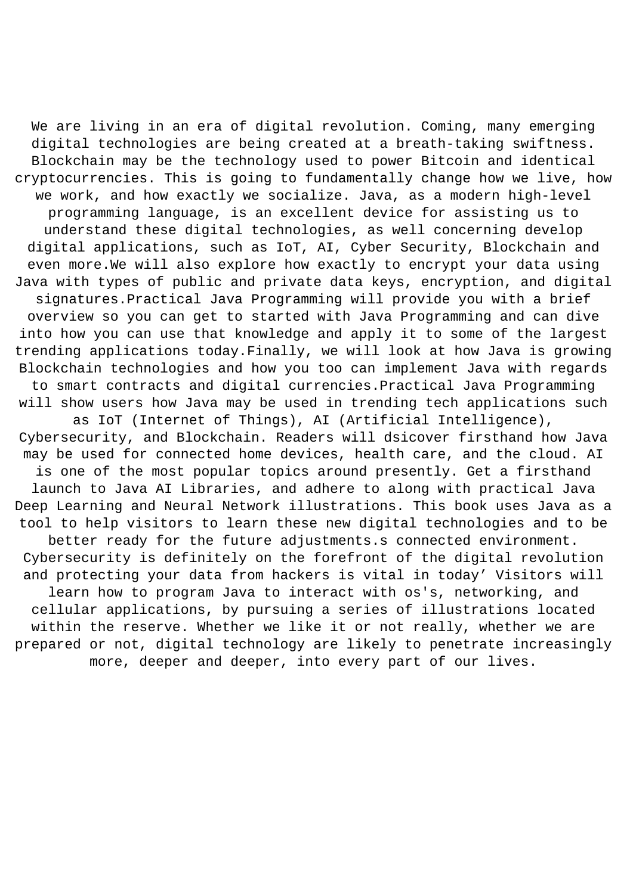We are living in an era of digital revolution. Coming, many emerging digital technologies are being created at a breath-taking swiftness. Blockchain may be the technology used to power Bitcoin and identical cryptocurrencies. This is going to fundamentally change how we live, how we work, and how exactly we socialize. Java, as a modern high-level programming language, is an excellent device for assisting us to understand these digital technologies, as well concerning develop digital applications, such as IoT, AI, Cyber Security, Blockchain and even more.We will also explore how exactly to encrypt your data using Java with types of public and private data keys, encryption, and digital signatures.Practical Java Programming will provide you with a brief overview so you can get to started with Java Programming and can dive into how you can use that knowledge and apply it to some of the largest trending applications today.Finally, we will look at how Java is growing Blockchain technologies and how you too can implement Java with regards to smart contracts and digital currencies.Practical Java Programming will show users how Java may be used in trending tech applications such as IoT (Internet of Things), AI (Artificial Intelligence), Cybersecurity, and Blockchain. Readers will dsicover firsthand how Java may be used for connected home devices, health care, and the cloud. AI is one of the most popular topics around presently. Get a firsthand launch to Java AI Libraries, and adhere to along with practical Java Deep Learning and Neural Network illustrations. This book uses Java as a tool to help visitors to learn these new digital technologies and to be better ready for the future adjustments.s connected environment. Cybersecurity is definitely on the forefront of the digital revolution and protecting your data from hackers is vital in today' Visitors will learn how to program Java to interact with os's, networking, and cellular applications, by pursuing a series of illustrations located within the reserve. Whether we like it or not really, whether we are prepared or not, digital technology are likely to penetrate increasingly more, deeper and deeper, into every part of our lives.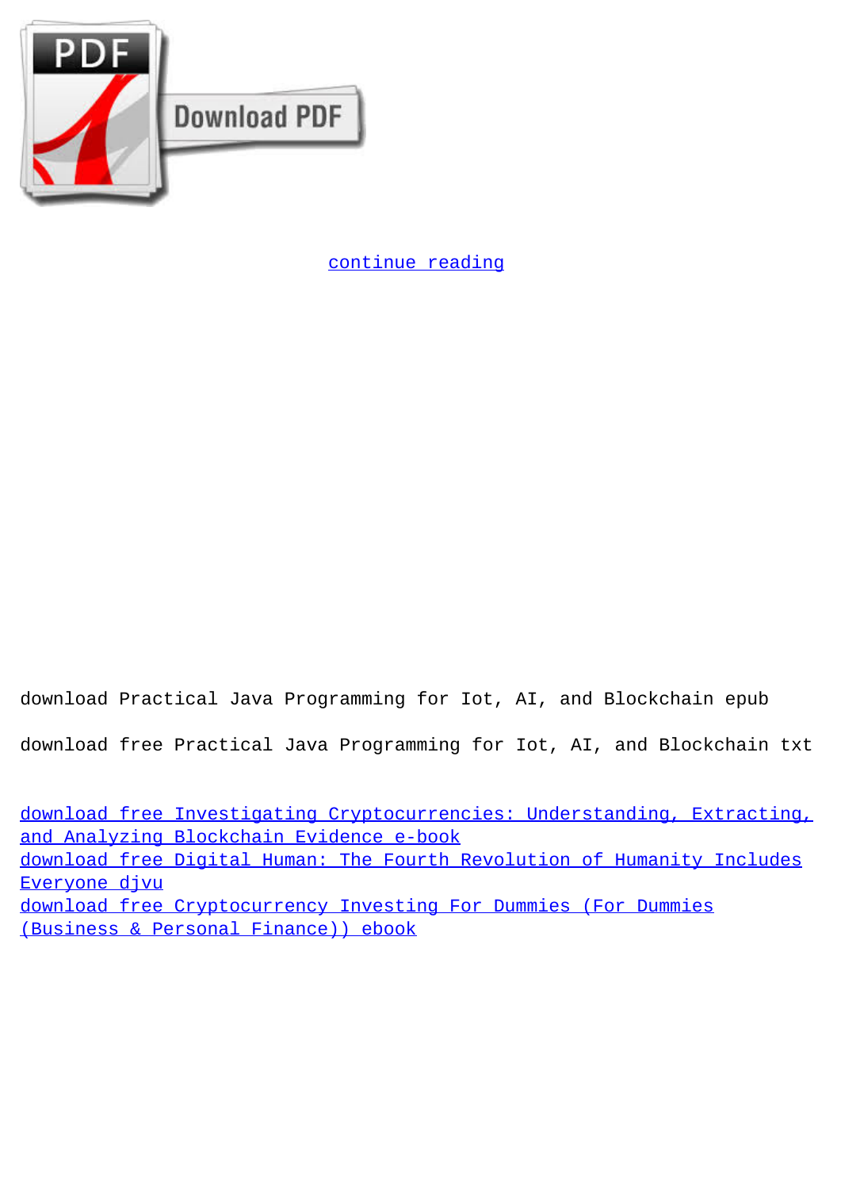continue reading

download Practical Java Programming for Iot, AI, and Blockchain epub

download free Practical Java Programming for Iot, AI, and Blockchain txt

download free Investigating Cryptocurrencies: Understanding, Extracting, and Analyzing Blockchain Evidence e-book

download free Digital Human: The Fourth Revolution of Humanity Includes Everyone djvu

download free Cryptocurrency Investing For Dummies (For Dummies (Business & Personal Finance)) ebook